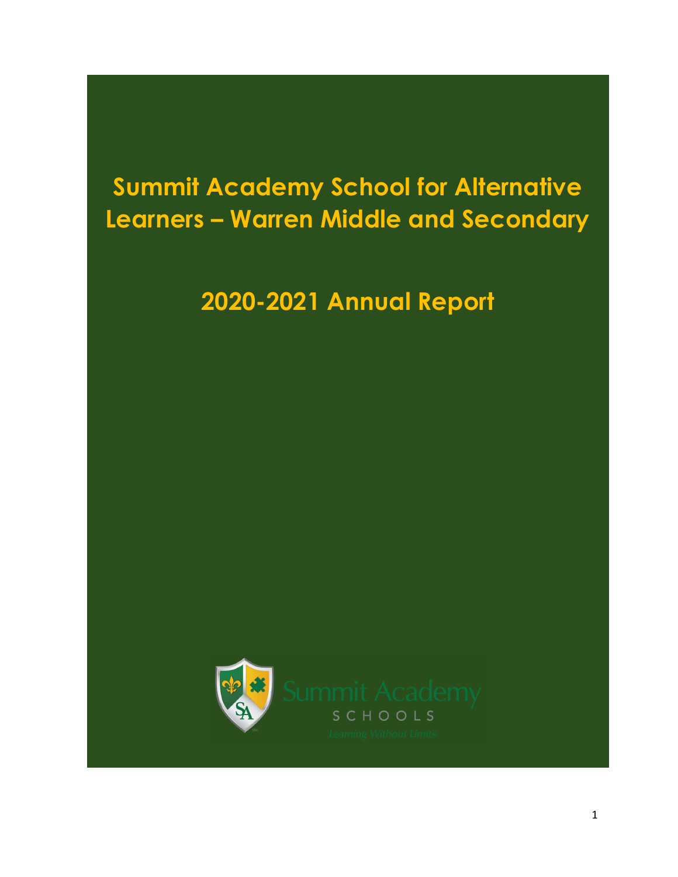# Summit Academy School for Alternative Learners – Warren Middle and Secondary

## 2020-2021 Annual Report

Summit Academy

SCHOOLS

Learning Without Limits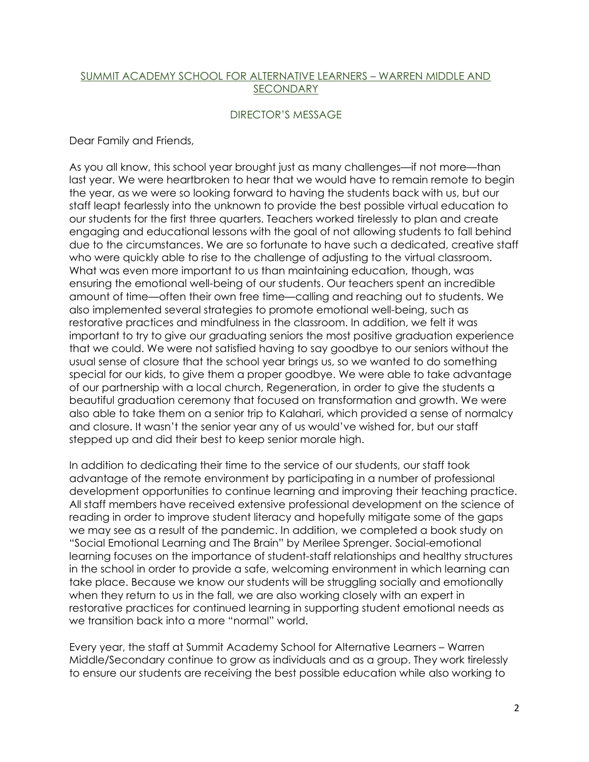## SUMMIT ACADEMY SCHOOL FOR ALTERNATIVE LEARNERS – WARREN MIDDLE AND SECONDARY

### DIRECTOR'S MESSAGE

Dear Family and Friends,

As you all know, this school year brought just as many challenges—if not more—than last year. We were heartbroken to hear that we would have to remain remote to begin the year, as we were so looking forward to having the students back with us, but our staff leapt fearlessly into the unknown to provide the best possible virtual education to our students for the first three quarters. Teachers worked tirelessly to plan and create engaging and educational lessons with the goal of not allowing students to fall behind due to the circumstances. We are so fortunate to have such a dedicated, creative staff who were quickly able to rise to the challenge of adjusting to the virtual classroom. What was even more important to us than maintaining education, though, was ensuring the emotional well-being of our students. Our teachers spent an incredible amount of time—often their own free time—calling and reaching out to students. We also implemented several strategies to promote emotional well-being, such as restorative practices and mindfulness in the classroom. In addition, we felt it was important to try to give our graduating seniors the most positive graduation experience that we could. We were not satisfied having to say goodbye to our seniors without the usual sense of closure that the school year brings us, so we wanted to do something special for our kids, to give them a proper goodbye. We were able to take advantage of our partnership with a local church, Regeneration, in order to give the students a beautiful graduation ceremony that focused on transformation and growth. We were also able to take them on a senior trip to Kalahari, which provided a sense of normalcy and closure. It wasn't the senior year any of us would've wished for, but our staff stepped up and did their best to keep senior morale high.

In addition to dedicating their time to the service of our students, our staff took advantage of the remote environment by participating in a number of professional development opportunities to continue learning and improving their teaching practice. All staff members have received extensive professional development on the science of reading in order to improve student literacy and hopefully mitigate some of the gaps we may see as a result of the pandemic. In addition, we completed a book study on "Social Emotional Learning and The Brain" by Merilee Sprenger. Social-emotional learning focuses on the importance of student-staff relationships and healthy structures in the school in order to provide a safe, welcoming environment in which learning can take place. Because we know our students will be struggling socially and emotionally when they return to us in the fall, we are also working closely with an expert in restorative practices for continued learning in supporting student emotional needs as we transition back into a more "normal" world.

Every year, the staff at Summit Academy School for Alternative Learners – Warren Middle/Secondary continue to grow as individuals and as a group. They work tirelessly to ensure our students are receiving the best possible education while also working to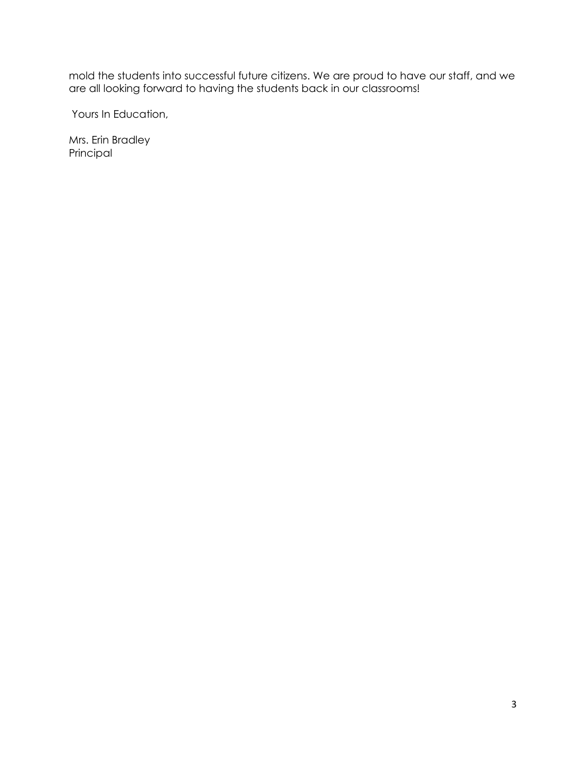mold the students into successful future citizens. We are proud to have our staff, and we are all looking forward to having the students back in our classrooms!

Yours In Education,

Mrs. Erin Bradley
Principal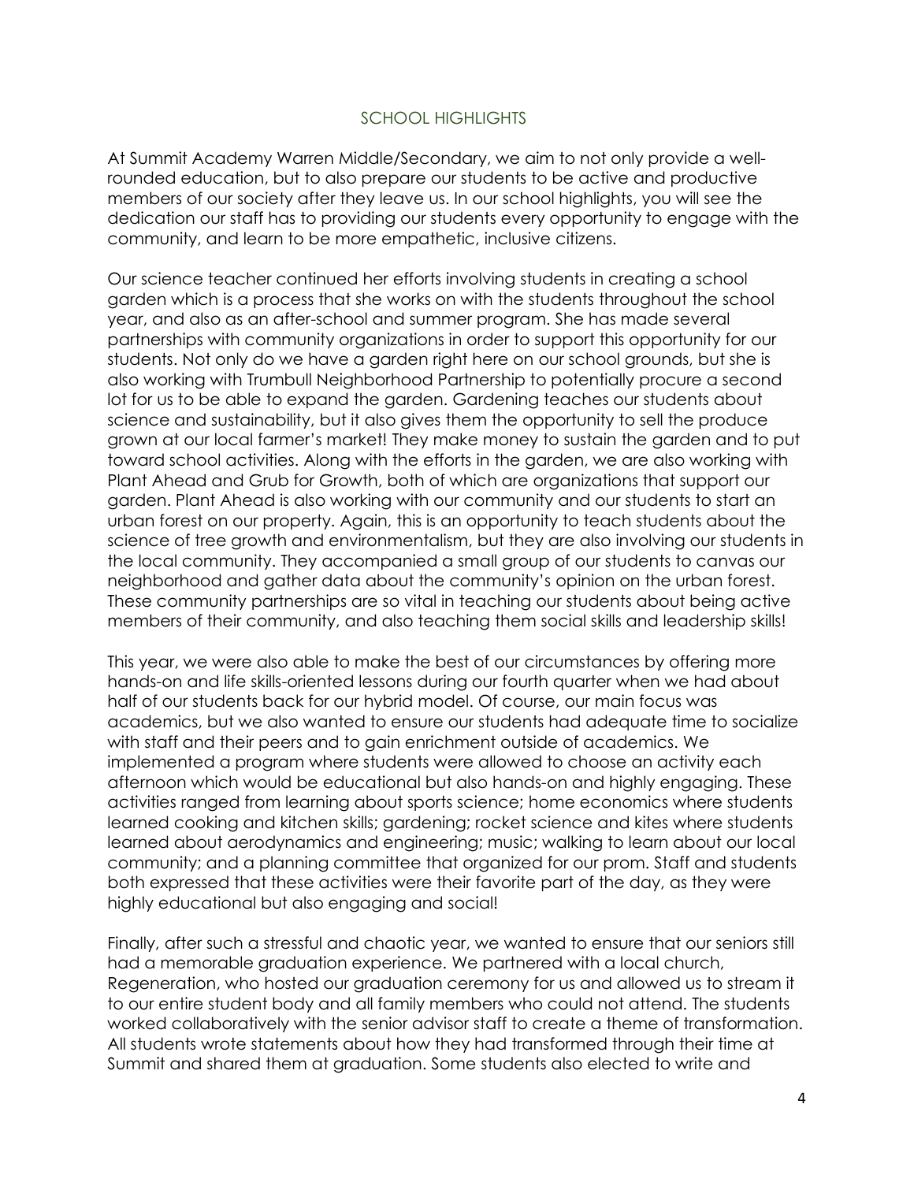## SCHOOL HIGHLIGHTS

At Summit Academy Warren Middle/Secondary, we aim to not only provide a well-rounded education, but to also prepare our students to be active and productive members of our society after they leave us. In our school highlights, you will see the dedication our staff has to providing our students every opportunity to engage with the community, and learn to be more empathetic, inclusive citizens.

Our science teacher continued her efforts involving students in creating a school garden which is a process that she works on with the students throughout the school year, and also as an after-school and summer program. She has made several partnerships with community organizations in order to support this opportunity for our students. Not only do we have a garden right here on our school grounds, but she is also working with Trumbull Neighborhood Partnership to potentially procure a second lot for us to be able to expand the garden. Gardening teaches our students about science and sustainability, but it also gives them the opportunity to sell the produce grown at our local farmer's market! They make money to sustain the garden and to put toward school activities. Along with the efforts in the garden, we are also working with Plant Ahead and Grub for Growth, both of which are organizations that support our garden. Plant Ahead is also working with our community and our students to start an urban forest on our property. Again, this is an opportunity to teach students about the science of tree growth and environmentalism, but they are also involving our students in the local community. They accompanied a small group of our students to canvas our neighborhood and gather data about the community's opinion on the urban forest. These community partnerships are so vital in teaching our students about being active members of their community, and also teaching them social skills and leadership skills!

This year, we were also able to make the best of our circumstances by offering more hands-on and life skills-oriented lessons during our fourth quarter when we had about half of our students back for our hybrid model. Of course, our main focus was academics, but we also wanted to ensure our students had adequate time to socialize with staff and their peers and to gain enrichment outside of academics. We implemented a program where students were allowed to choose an activity each afternoon which would be educational but also hands-on and highly engaging. These activities ranged from learning about sports science; home economics where students learned cooking and kitchen skills; gardening; rocket science and kites where students learned about aerodynamics and engineering; music; walking to learn about our local community; and a planning committee that organized for our prom. Staff and students both expressed that these activities were their favorite part of the day, as they were highly educational but also engaging and social!

Finally, after such a stressful and chaotic year, we wanted to ensure that our seniors still had a memorable graduation experience. We partnered with a local church, Regeneration, who hosted our graduation ceremony for us and allowed us to stream it to our entire student body and all family members who could not attend. The students worked collaboratively with the senior advisor staff to create a theme of transformation. All students wrote statements about how they had transformed through their time at Summit and shared them at graduation. Some students also elected to write and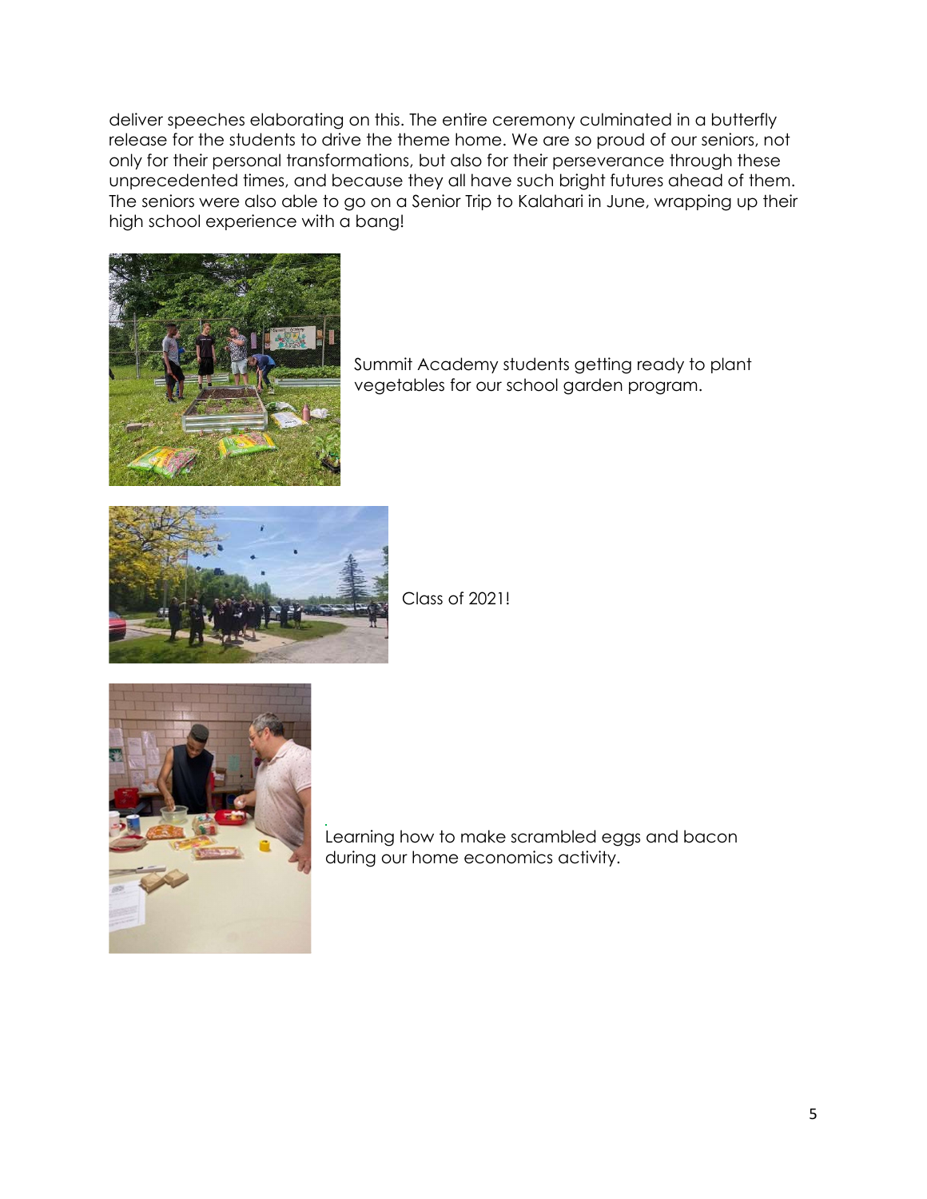deliver speeches elaborating on this. The entire ceremony culminated in a butterfly release for the students to drive the theme home. We are so proud of our seniors, not only for their personal transformations, but also for their perseverance through these unprecedented times, and because they all have such bright futures ahead of them. The seniors were also able to go on a Senior Trip to Kalahari in June, wrapping up their high school experience with a bang!

Summit Academy students getting ready to plant vegetables for our school garden program.

Class of 2021!

Learning how to make scrambled eggs and bacon during our home economics activity.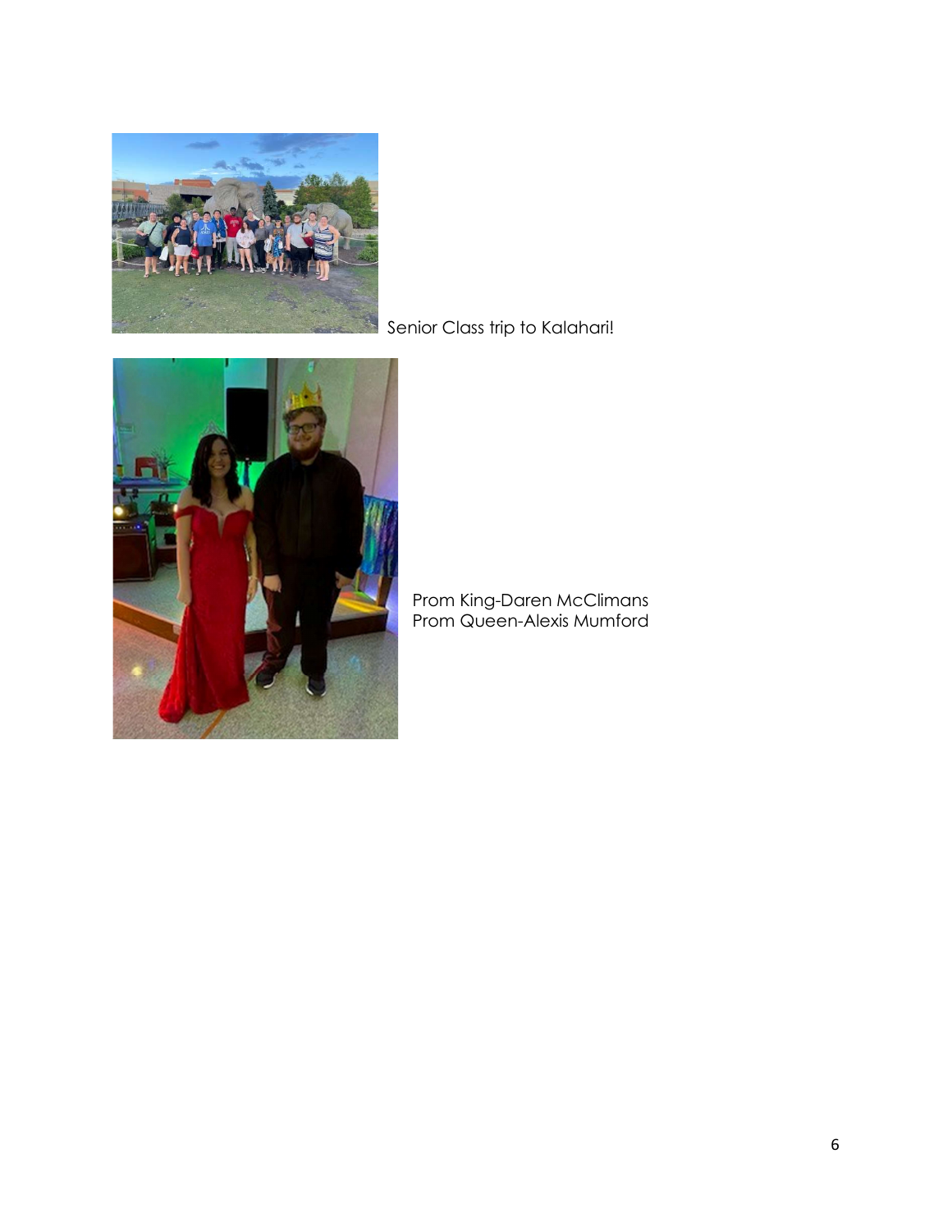Senior Class trip to Kalahari!

Prom King-Daren McClimans
Prom Queen-Alexis Mumford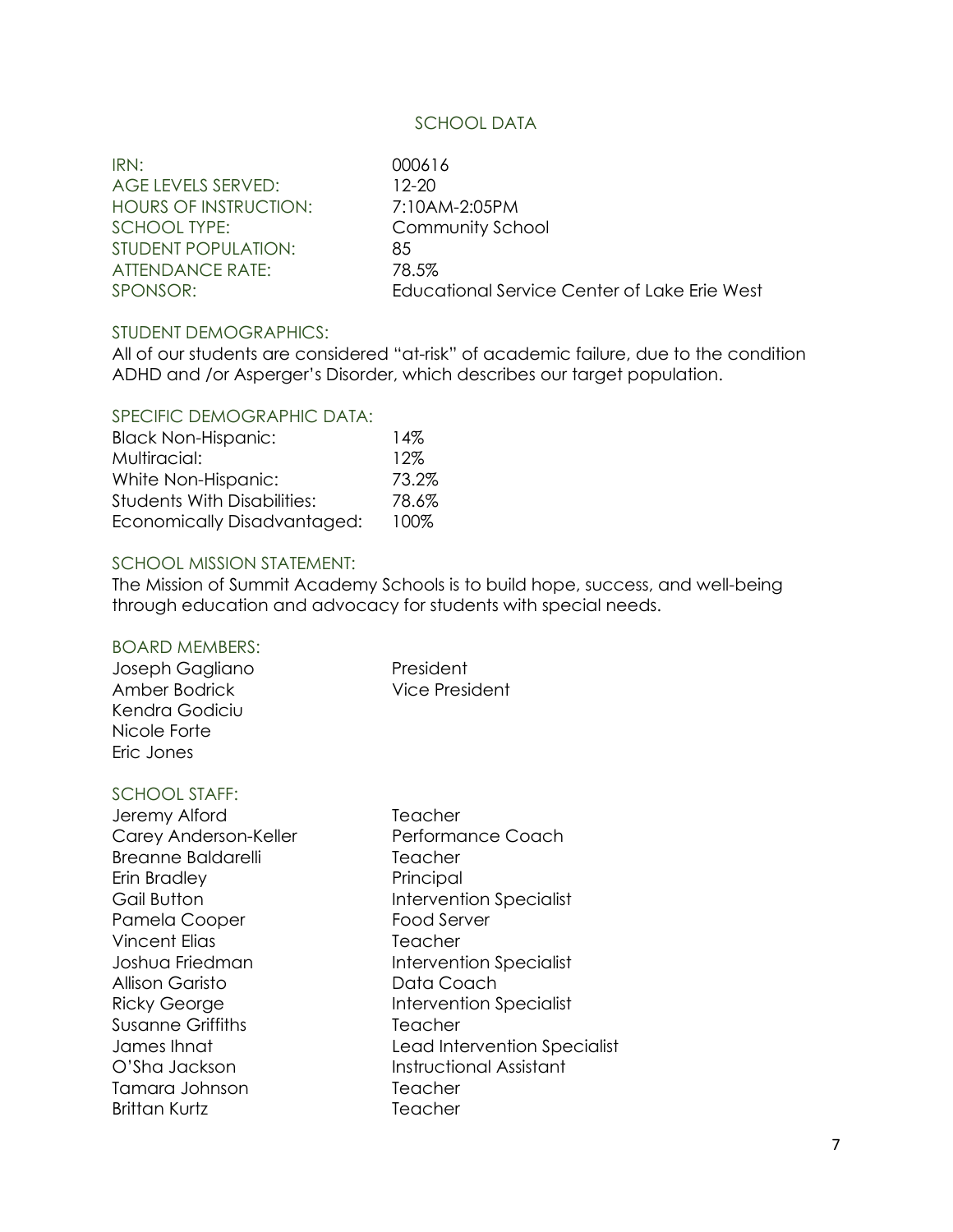## SCHOOL DATA

| | |
|---|---|
| IRN: | 000616 |
| AGE LEVELS SERVED: | 12-20 |
| HOURS OF INSTRUCTION: | 7:10AM-2:05PM |
| SCHOOL TYPE: | Community School |
| STUDENT POPULATION: | 85 |
| ATTENDANCE RATE: | 78.5% |
| SPONSOR: | Educational Service Center of Lake Erie West |

### STUDENT DEMOGRAPHICS:

All of our students are considered "at-risk" of academic failure, due to the condition ADHD and /or Asperger's Disorder, which describes our target population.

### SPECIFIC DEMOGRAPHIC DATA:

| | |
|---|---|
| Black Non-Hispanic: | 14% |
| Multiracial: | 12% |
| White Non-Hispanic: | 73.2% |
| Students With Disabilities: | 78.6% |
| Economically Disadvantaged: | 100% |

### SCHOOL MISSION STATEMENT:

The Mission of Summit Academy Schools is to build hope, success, and well-being through education and advocacy for students with special needs.

### BOARD MEMBERS:

| | |
|---|---|
| Joseph Gagliano | President |
| Amber Bodrick | Vice President |
| Kendra Godiciu | |
| Nicole Forte | |
| Eric Jones | |

### SCHOOL STAFF:

| | |
|---|---|
| Jeremy Alford | Teacher |
| Carey Anderson-Keller | Performance Coach |
| Breanne Baldarelli | Teacher |
| Erin Bradley | Principal |
| Gail Button | Intervention Specialist |
| Pamela Cooper | Food Server |
| Vincent Elias | Teacher |
| Joshua Friedman | Intervention Specialist |
| Allison Garisto | Data Coach |
| Ricky George | Intervention Specialist |
| Susanne Griffiths | Teacher |
| James Ihnat | Lead Intervention Specialist |
| O'Sha Jackson | Instructional Assistant |
| Tamara Johnson | Teacher |
| Brittan Kurtz | Teacher |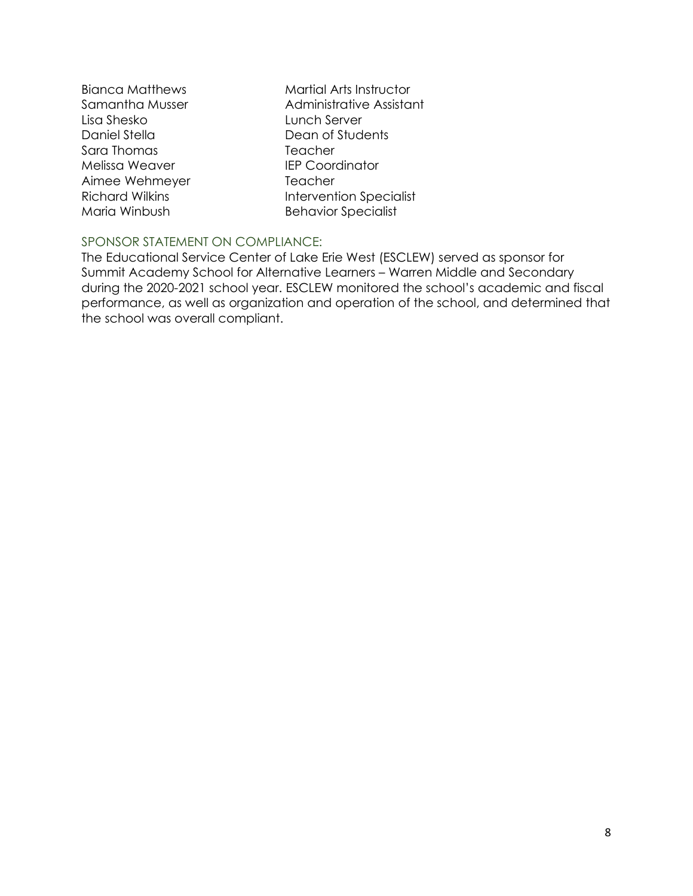| | |
|---|---|
| Bianca Matthews | Martial Arts Instructor |
| Samantha Musser | Administrative Assistant |
| Lisa Shesko | Lunch Server |
| Daniel Stella | Dean of Students |
| Sara Thomas | Teacher |
| Melissa Weaver | IEP Coordinator |
| Aimee Wehmeyer | Teacher |
| Richard Wilkins | Intervention Specialist |
| Maria Winbush | Behavior Specialist |

## SPONSOR STATEMENT ON COMPLIANCE:

The Educational Service Center of Lake Erie West (ESCLEW) served as sponsor for Summit Academy School for Alternative Learners – Warren Middle and Secondary during the 2020-2021 school year. ESCLEW monitored the school's academic and fiscal performance, as well as organization and operation of the school, and determined that the school was overall compliant.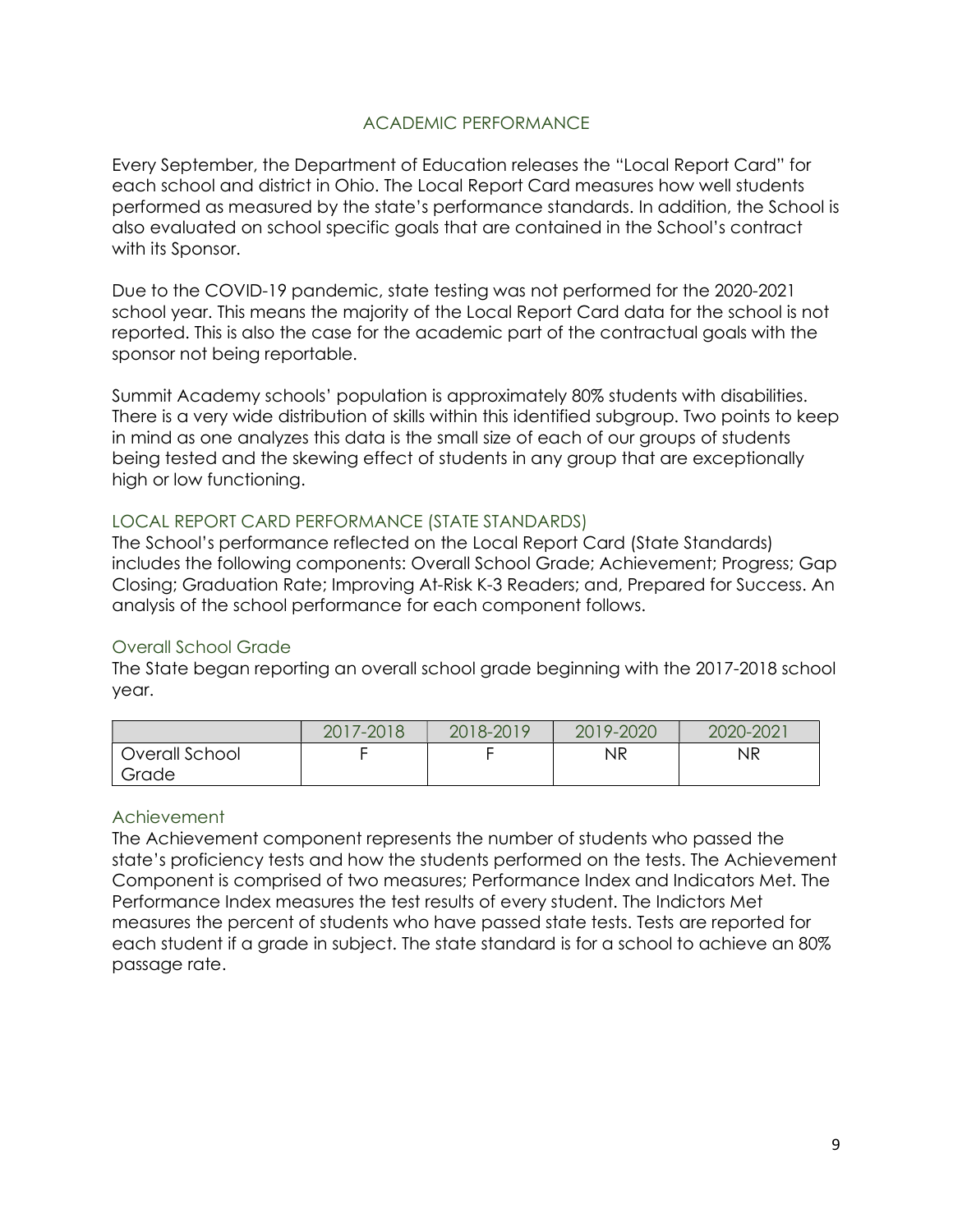## ACADEMIC PERFORMANCE

Every September, the Department of Education releases the "Local Report Card" for each school and district in Ohio. The Local Report Card measures how well students performed as measured by the state's performance standards. In addition, the School is also evaluated on school specific goals that are contained in the School's contract with its Sponsor.

Due to the COVID-19 pandemic, state testing was not performed for the 2020-2021 school year. This means the majority of the Local Report Card data for the school is not reported. This is also the case for the academic part of the contractual goals with the sponsor not being reportable.

Summit Academy schools' population is approximately 80% students with disabilities. There is a very wide distribution of skills within this identified subgroup. Two points to keep in mind as one analyzes this data is the small size of each of our groups of students being tested and the skewing effect of students in any group that are exceptionally high or low functioning.

### LOCAL REPORT CARD PERFORMANCE (STATE STANDARDS)

The School's performance reflected on the Local Report Card (State Standards) includes the following components: Overall School Grade; Achievement; Progress; Gap Closing; Graduation Rate; Improving At-Risk K-3 Readers; and, Prepared for Success. An analysis of the school performance for each component follows.

### Overall School Grade

The State began reporting an overall school grade beginning with the 2017-2018 school year.

| | 2017-2018 | 2018-2019 | 2019-2020 | 2020-2021 |
|---|---|---|---|---|
| Overall School Grade | F | F | NR | NR |

### Achievement

The Achievement component represents the number of students who passed the state's proficiency tests and how the students performed on the tests. The Achievement Component is comprised of two measures; Performance Index and Indicators Met. The Performance Index measures the test results of every student. The Indictors Met measures the percent of students who have passed state tests. Tests are reported for each student if a grade in subject. The state standard is for a school to achieve an 80% passage rate.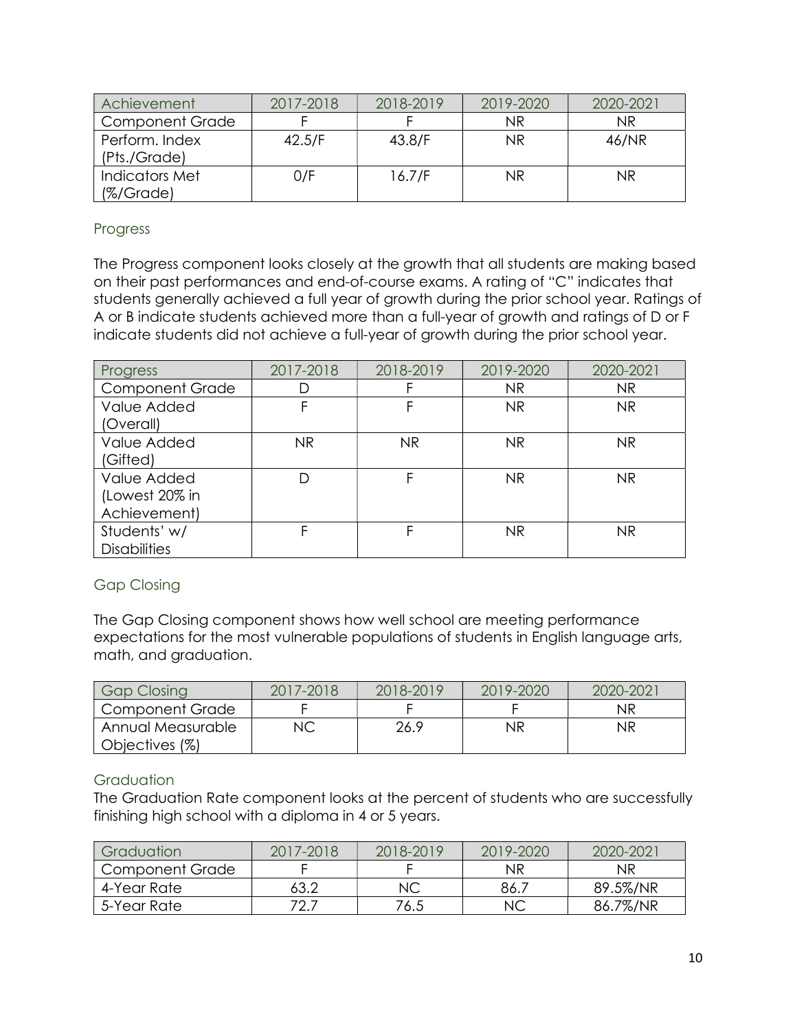| Achievement | 2017-2018 | 2018-2019 | 2019-2020 | 2020-2021 |
| --- | --- | --- | --- | --- |
| Component Grade | F | F | NR | NR |
| Perform. Index (Pts./Grade) | 42.5/F | 43.8/F | NR | 46/NR |
| Indicators Met (%/Grade) | 0/F | 16.7/F | NR | NR |

## Progress

The Progress component looks closely at the growth that all students are making based on their past performances and end-of-course exams. A rating of "C" indicates that students generally achieved a full year of growth during the prior school year. Ratings of A or B indicate students achieved more than a full-year of growth and ratings of D or F indicate students did not achieve a full-year of growth during the prior school year.

| Progress | 2017-2018 | 2018-2019 | 2019-2020 | 2020-2021 |
| --- | --- | --- | --- | --- |
| Component Grade | D | F | NR | NR |
| Value Added (Overall) | F | F | NR | NR |
| Value Added (Gifted) | NR | NR | NR | NR |
| Value Added (Lowest 20% in Achievement) | D | F | NR | NR |
| Students' w/ Disabilities | F | F | NR | NR |

## Gap Closing

The Gap Closing component shows how well school are meeting performance expectations for the most vulnerable populations of students in English language arts, math, and graduation.

| Gap Closing | 2017-2018 | 2018-2019 | 2019-2020 | 2020-2021 |
| --- | --- | --- | --- | --- |
| Component Grade | F | F | F | NR |
| Annual Measurable Objectives (%) | NC | 26.9 | NR | NR |

## Graduation

The Graduation Rate component looks at the percent of students who are successfully finishing high school with a diploma in 4 or 5 years.

| Graduation | 2017-2018 | 2018-2019 | 2019-2020 | 2020-2021 |
| --- | --- | --- | --- | --- |
| Component Grade | F | F | NR | NR |
| 4-Year Rate | 63.2 | NC | 86.7 | 89.5%/NR |
| 5-Year Rate | 72.7 | 76.5 | NC | 86.7%/NR |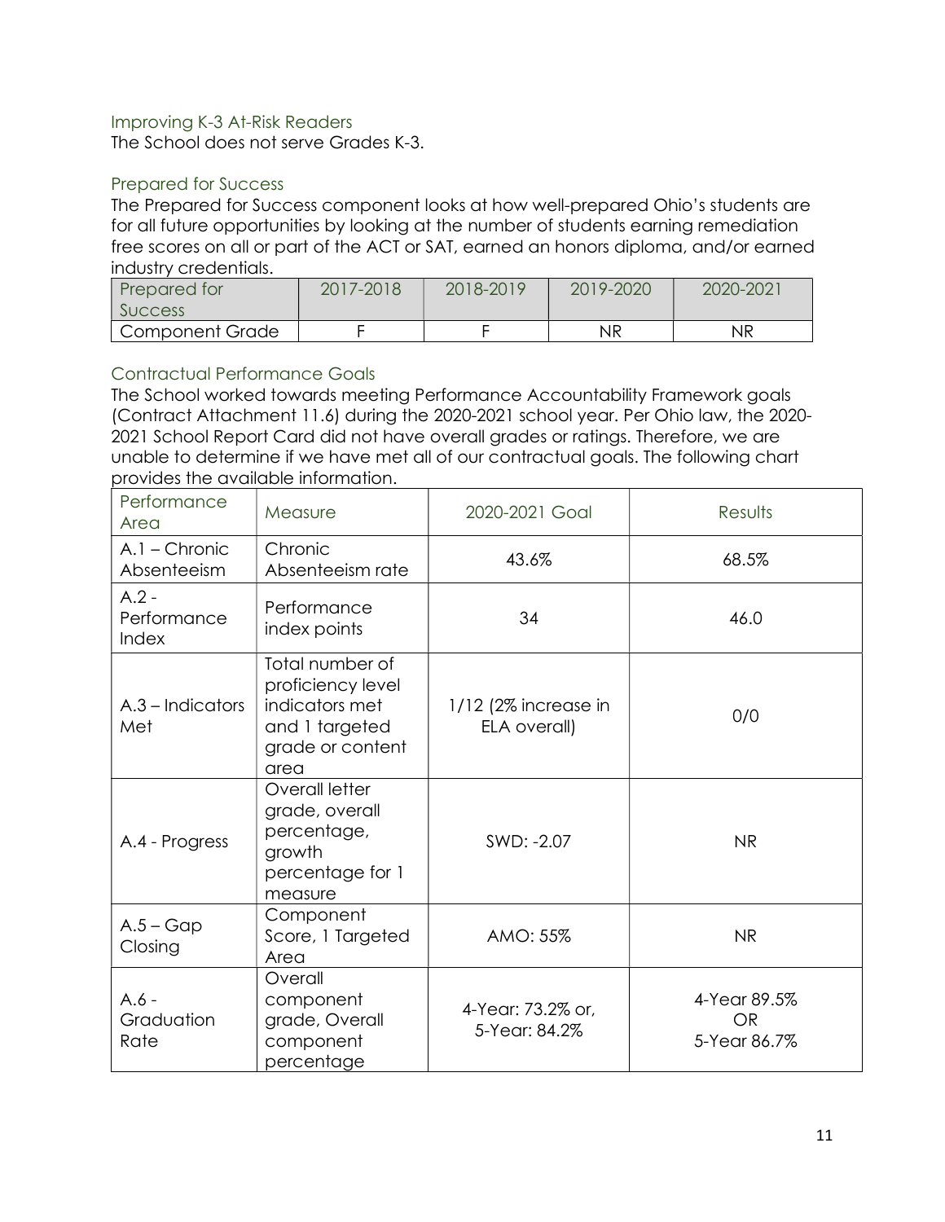### Improving K-3 At-Risk Readers

The School does not serve Grades K-3.

### Prepared for Success

The Prepared for Success component looks at how well-prepared Ohio's students are for all future opportunities by looking at the number of students earning remediation free scores on all or part of the ACT or SAT, earned an honors diploma, and/or earned industry credentials.

| Prepared for Success | 2017-2018 | 2018-2019 | 2019-2020 | 2020-2021 |
|---|---|---|---|---|
| Component Grade | F | F | NR | NR |

### Contractual Performance Goals

The School worked towards meeting Performance Accountability Framework goals (Contract Attachment 11.6) during the 2020-2021 school year. Per Ohio law, the 2020-2021 School Report Card did not have overall grades or ratings. Therefore, we are unable to determine if we have met all of our contractual goals. The following chart provides the available information.

| Performance Area | Measure | 2020-2021 Goal | Results |
|---|---|---|---|
| A.1 – Chronic Absenteeism | Chronic Absenteeism rate | 43.6% | 68.5% |
| A.2 - Performance Index | Performance index points | 34 | 46.0 |
| A.3 – Indicators Met | Total number of proficiency level indicators met and 1 targeted grade or content area | 1/12 (2% increase in ELA overall) | 0/0 |
| A.4 - Progress | Overall letter grade, overall percentage, growth percentage for 1 measure | SWD: -2.07 | NR |
| A.5 – Gap Closing | Component Score, 1 Targeted Area | AMO: 55% | NR |
| A.6 - Graduation Rate | Overall component grade, Overall component percentage | 4-Year: 73.2% or, 5-Year: 84.2% | 4-Year 89.5% OR 5-Year 86.7% |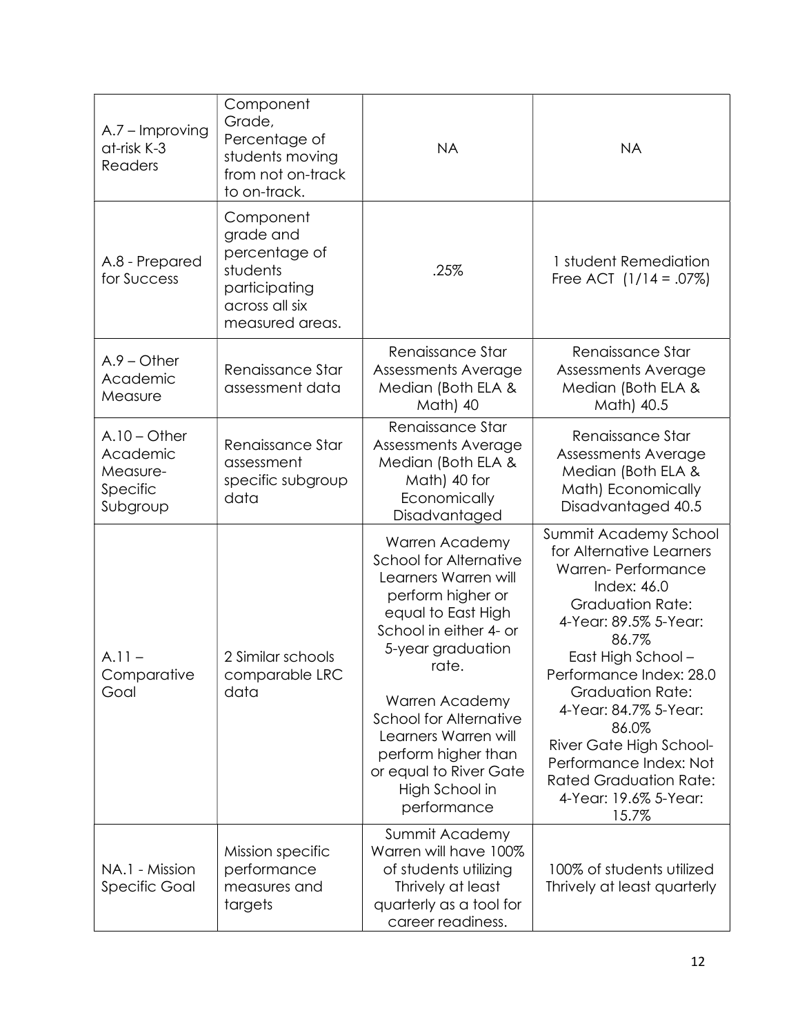| A.7 – Improving at-risk K-3 Readers | Component Grade, Percentage of students moving from not on-track to on-track. | NA | NA |
|---|---|---|---|
| A.8 - Prepared for Success | Component grade and percentage of students participating across all six measured areas. | .25% | 1 student Remediation Free ACT (1/14 = .07%) |
| A.9 – Other Academic Measure | Renaissance Star assessment data | Renaissance Star Assessments Average Median (Both ELA & Math) 40 | Renaissance Star Assessments Average Median (Both ELA & Math) 40.5 |
| A.10 – Other Academic Measure-Specific Subgroup | Renaissance Star assessment specific subgroup data | Renaissance Star Assessments Average Median (Both ELA & Math) 40 for Economically Disadvantaged | Renaissance Star Assessments Average Median (Both ELA & Math) Economically Disadvantaged 40.5 |
| A.11 – Comparative Goal | 2 Similar schools comparable LRC data | Warren Academy School for Alternative Learners Warren will perform higher or equal to East High School in either 4- or 5-year graduation rate.<br><br>Warren Academy School for Alternative Learners Warren will perform higher than or equal to River Gate High School in performance | Summit Academy School for Alternative Learners Warren- Performance Index: 46.0 Graduation Rate: 4-Year: 89.5% 5-Year: 86.7%<br>East High School – Performance Index: 28.0 Graduation Rate: 4-Year: 84.7% 5-Year: 86.0%<br>River Gate High School- Performance Index: Not Rated Graduation Rate: 4-Year: 19.6% 5-Year: 15.7% |
| NA.1 - Mission Specific Goal | Mission specific performance measures and targets | Summit Academy Warren will have 100% of students utilizing Thrively at least quarterly as a tool for career readiness. | 100% of students utilized Thrively at least quarterly |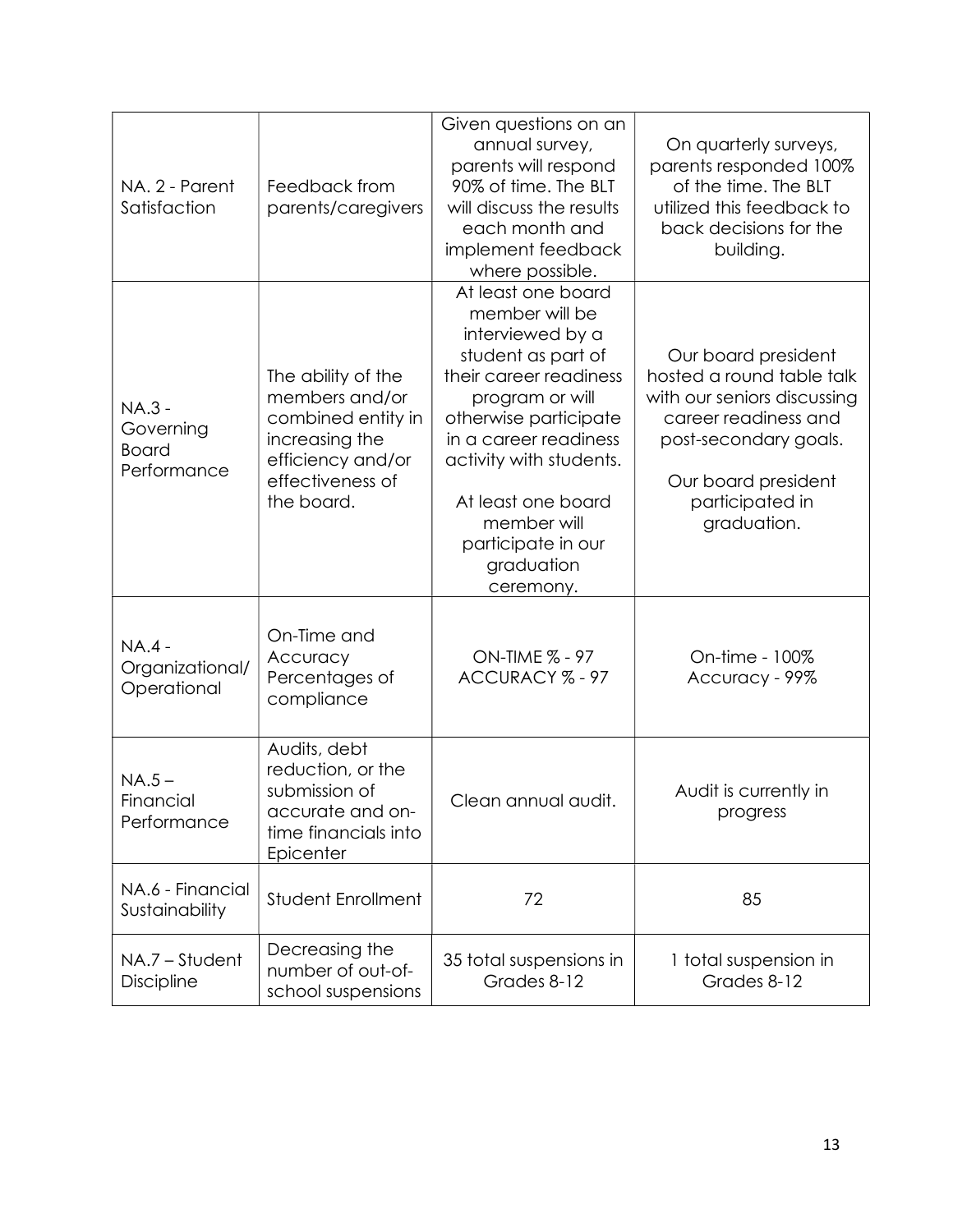| NA. 2 - Parent Satisfaction | Feedback from parents/caregivers | Given questions on an annual survey, parents will respond 90% of time. The BLT will discuss the results each month and implement feedback where possible. | On quarterly surveys, parents responded 100% of the time. The BLT utilized this feedback to back decisions for the building. |
|---|---|---|---|
| NA.3 - Governing Board Performance | The ability of the members and/or combined entity in increasing the efficiency and/or effectiveness of the board. | At least one board member will be interviewed by a student as part of their career readiness program or will otherwise participate in a career readiness activity with students.<br><br>At least one board member will participate in our graduation ceremony. | Our board president hosted a round table talk with our seniors discussing career readiness and post-secondary goals.<br><br>Our board president participated in graduation. |
| NA.4 - Organizational/ Operational | On-Time and Accuracy Percentages of compliance | ON-TIME % - 97<br>ACCURACY % - 97 | On-time - 100%<br>Accuracy - 99% |
| NA.5 – Financial Performance | Audits, debt reduction, or the submission of accurate and on-time financials into Epicenter | Clean annual audit. | Audit is currently in progress |
| NA.6 - Financial Sustainability | Student Enrollment | 72 | 85 |
| NA.7 – Student Discipline | Decreasing the number of out-of-school suspensions | 35 total suspensions in Grades 8-12 | 1 total suspension in Grades 8-12 |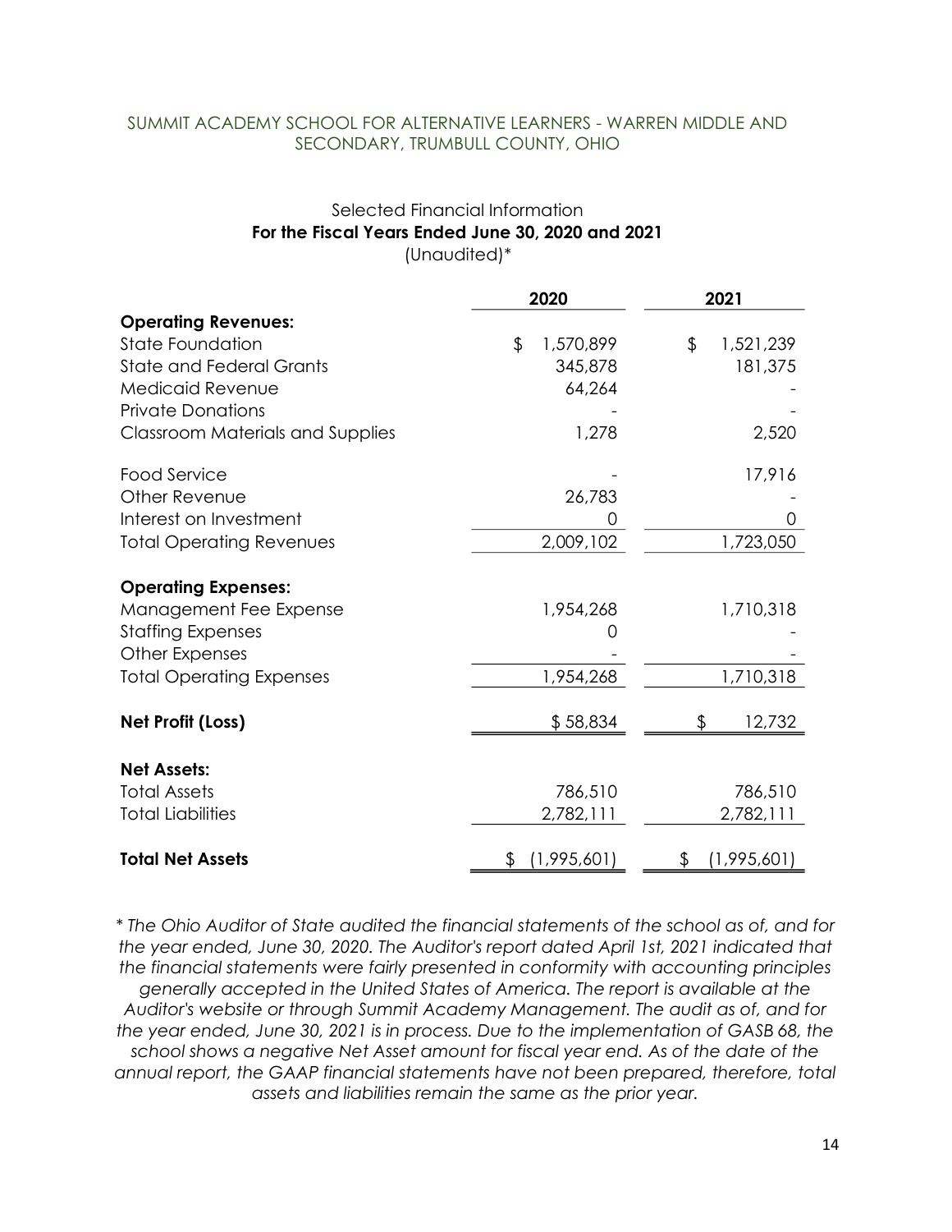SUMMIT ACADEMY SCHOOL FOR ALTERNATIVE LEARNERS - WARREN MIDDLE AND SECONDARY, TRUMBULL COUNTY, OHIO

Selected Financial Information

**For the Fiscal Years Ended June 30, 2020 and 2021**

(Unaudited)*

| | 2020 | 2021 |
|---|---|---|
| **Operating Revenues:** | | |
| State Foundation | $ 1,570,899 | $ 1,521,239 |
| State and Federal Grants | 345,878 | 181,375 |
| Medicaid Revenue | 64,264 | - |
| Private Donations | - | - |
| Classroom Materials and Supplies | 1,278 | 2,520 |
| Food Service | - | 17,916 |
| Other Revenue | 26,783 | - |
| Interest on Investment | 0 | 0 |
| Total Operating Revenues | 2,009,102 | 1,723,050 |
| **Operating Expenses:** | | |
| Management Fee Expense | 1,954,268 | 1,710,318 |
| Staffing Expenses | 0 | - |
| Other Expenses | - | - |
| Total Operating Expenses | 1,954,268 | 1,710,318 |
| **Net Profit (Loss)** | $ 58,834 | $ 12,732 |
| **Net Assets:** | | |
| Total Assets | 786,510 | 786,510 |
| Total Liabilities | 2,782,111 | 2,782,111 |
| **Total Net Assets** | $ (1,995,601) | $ (1,995,601) |

*\* The Ohio Auditor of State audited the financial statements of the school as of, and for the year ended, June 30, 2020. The Auditor's report dated April 1st, 2021 indicated that the financial statements were fairly presented in conformity with accounting principles generally accepted in the United States of America. The report is available at the Auditor's website or through Summit Academy Management. The audit as of, and for the year ended, June 30, 2021 is in process. Due to the implementation of GASB 68, the school shows a negative Net Asset amount for fiscal year end. As of the date of the annual report, the GAAP financial statements have not been prepared, therefore, total assets and liabilities remain the same as the prior year.*